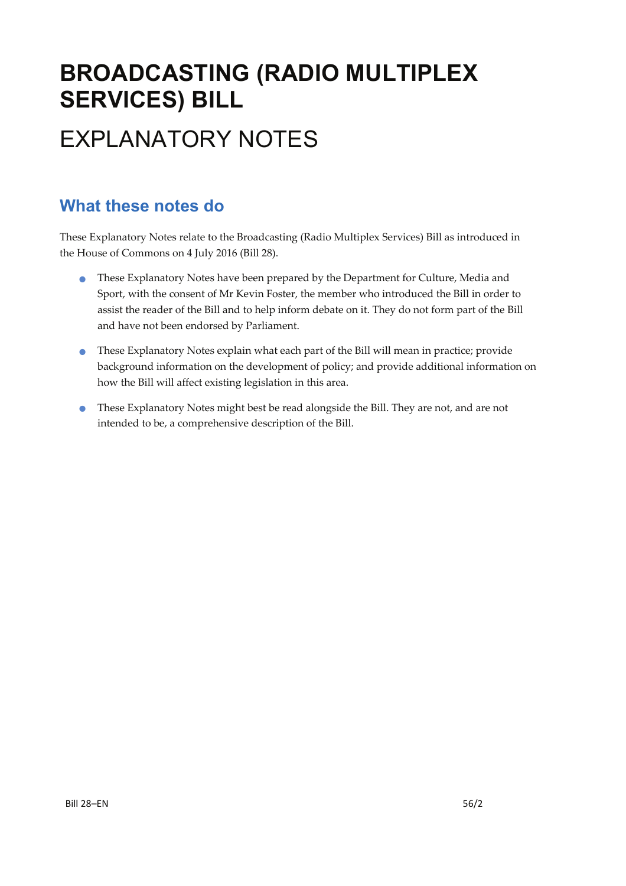# BROADCASTING (RADIO MULTIPLEX SERVICES) BILL

# EXPLANATORY NOTES

## What these notes do

These Explanatory Notes relate to the Broadcasting (Radio Multiplex Services) Bill as introduced in the House of Commons on 4 July 2016 (Bill 28).

- These Explanatory Notes have been prepared by the Department for Culture, Media and Sport, with the consent of Mr Kevin Foster, the member who introduced the Bill in order to assist the reader of the Bill and to help inform debate on it. They do not form part of the Bill and have not been endorsed by Parliament.
- These Explanatory Notes explain what each part of the Bill will mean in practice; provide background information on the development of policy; and provide additional information on how the Bill will affect existing legislation in this area.
- These Explanatory Notes might best be read alongside the Bill. They are not, and are not intended to be, a comprehensive description of the Bill.

Bill 28–EN 56/2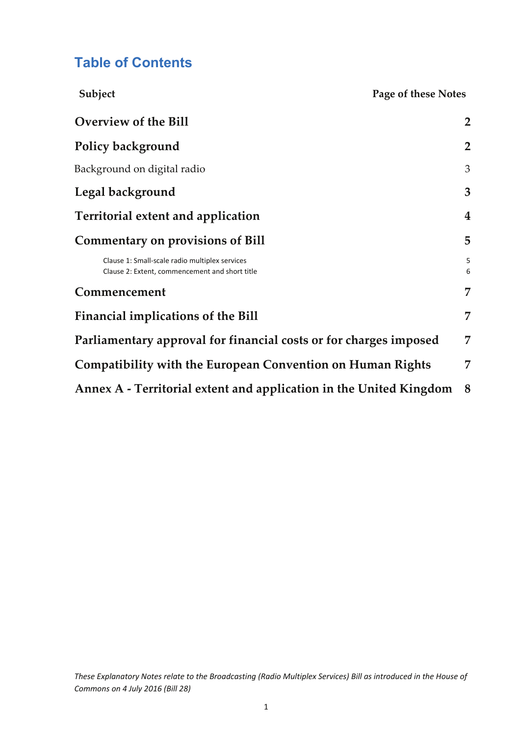# Table of Contents

| Subject | Page of these Notes |
|---|---|
| **Overview of the Bill** | **2** |
| **Policy background** | **2** |
| Background on digital radio | 3 |
| **Legal background** | **3** |
| **Territorial extent and application** | **4** |
| **Commentary on provisions of Bill** | **5** |
| Clause 1: Small-scale radio multiplex services | 5 |
| Clause 2: Extent, commencement and short title | 6 |
| **Commencement** | **7** |
| **Financial implications of the Bill** | **7** |
| **Parliamentary approval for financial costs or for charges imposed** | **7** |
| **Compatibility with the European Convention on Human Rights** | **7** |
| **Annex A - Territorial extent and application in the United Kingdom** | **8** |

*These Explanatory Notes relate to the Broadcasting (Radio Multiplex Services) Bill as introduced in the House of Commons on 4 July 2016 (Bill 28)*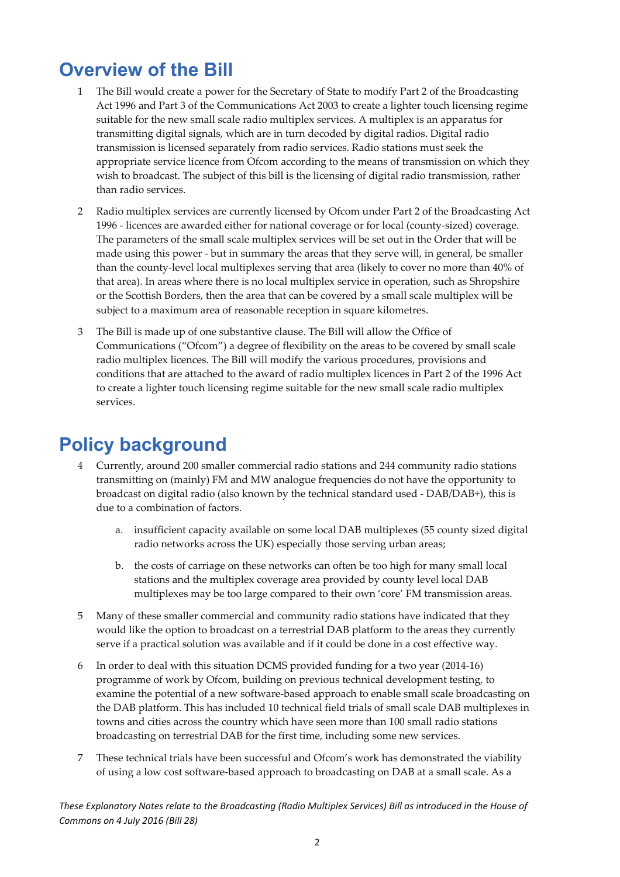## Overview of the Bill

1. The Bill would create a power for the Secretary of State to modify Part 2 of the Broadcasting Act 1996 and Part 3 of the Communications Act 2003 to create a lighter touch licensing regime suitable for the new small scale radio multiplex services. A multiplex is an apparatus for transmitting digital signals, which are in turn decoded by digital radios. Digital radio transmission is licensed separately from radio services. Radio stations must seek the appropriate service licence from Ofcom according to the means of transmission on which they wish to broadcast. The subject of this bill is the licensing of digital radio transmission, rather than radio services.

2. Radio multiplex services are currently licensed by Ofcom under Part 2 of the Broadcasting Act 1996 - licences are awarded either for national coverage or for local (county-sized) coverage. The parameters of the small scale multiplex services will be set out in the Order that will be made using this power - but in summary the areas that they serve will, in general, be smaller than the county-level local multiplexes serving that area (likely to cover no more than 40% of that area). In areas where there is no local multiplex service in operation, such as Shropshire or the Scottish Borders, then the area that can be covered by a small scale multiplex will be subject to a maximum area of reasonable reception in square kilometres.

3. The Bill is made up of one substantive clause. The Bill will allow the Office of Communications ("Ofcom") a degree of flexibility on the areas to be covered by small scale radio multiplex licences. The Bill will modify the various procedures, provisions and conditions that are attached to the award of radio multiplex licences in Part 2 of the 1996 Act to create a lighter touch licensing regime suitable for the new small scale radio multiplex services.

## Policy background

4. Currently, around 200 smaller commercial radio stations and 244 community radio stations transmitting on (mainly) FM and MW analogue frequencies do not have the opportunity to broadcast on digital radio (also known by the technical standard used - DAB/DAB+), this is due to a combination of factors.

   a. insufficient capacity available on some local DAB multiplexes (55 county sized digital radio networks across the UK) especially those serving urban areas;

   b. the costs of carriage on these networks can often be too high for many small local stations and the multiplex coverage area provided by county level local DAB multiplexes may be too large compared to their own 'core' FM transmission areas.

5. Many of these smaller commercial and community radio stations have indicated that they would like the option to broadcast on a terrestrial DAB platform to the areas they currently serve if a practical solution was available and if it could be done in a cost effective way.

6. In order to deal with this situation DCMS provided funding for a two year (2014-16) programme of work by Ofcom, building on previous technical development testing, to examine the potential of a new software-based approach to enable small scale broadcasting on the DAB platform. This has included 10 technical field trials of small scale DAB multiplexes in towns and cities across the country which have seen more than 100 small radio stations broadcasting on terrestrial DAB for the first time, including some new services.

7. These technical trials have been successful and Ofcom's work has demonstrated the viability of using a low cost software-based approach to broadcasting on DAB at a small scale. As a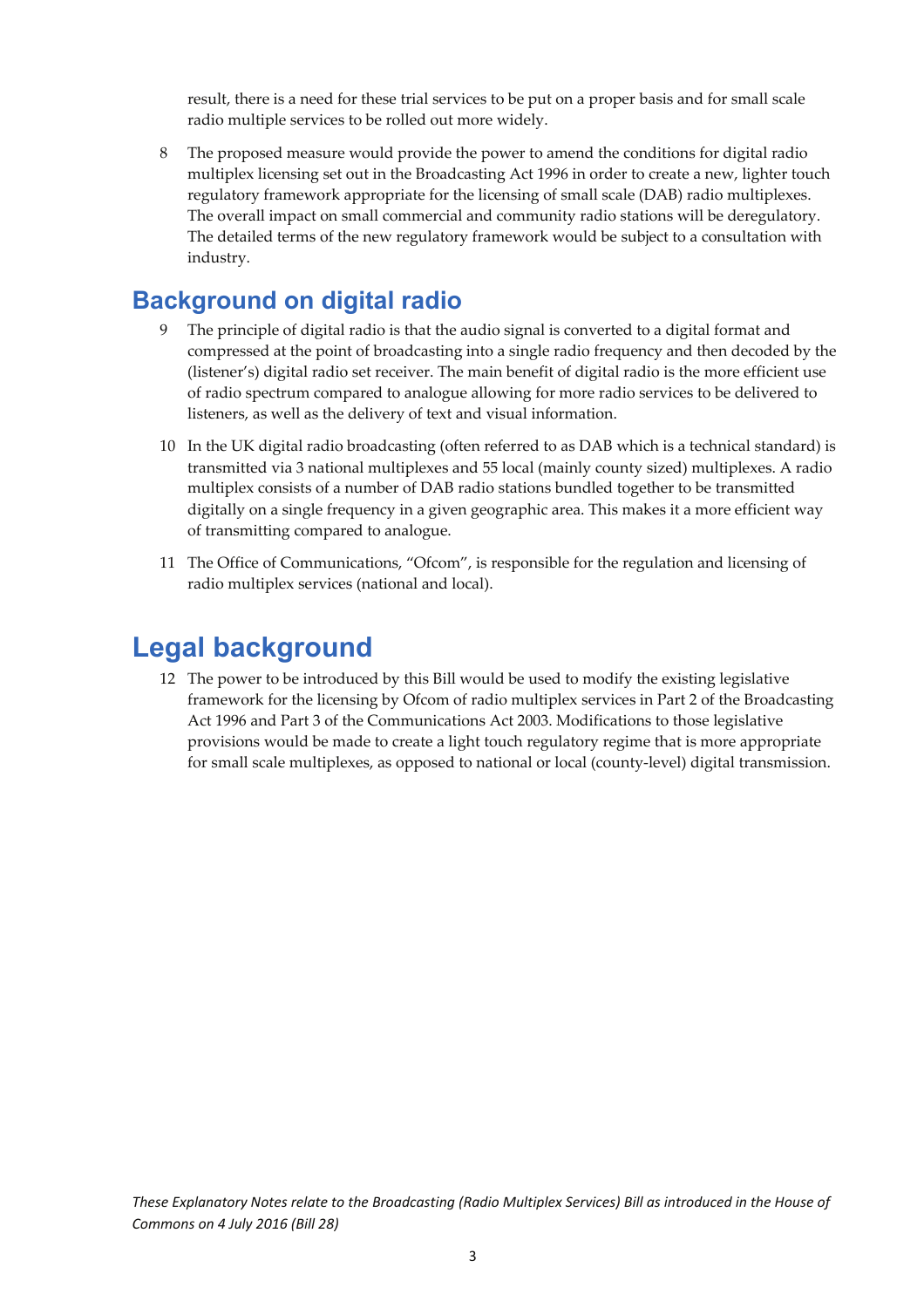result, there is a need for these trial services to be put on a proper basis and for small scale radio multiple services to be rolled out more widely.

8 The proposed measure would provide the power to amend the conditions for digital radio multiplex licensing set out in the Broadcasting Act 1996 in order to create a new, lighter touch regulatory framework appropriate for the licensing of small scale (DAB) radio multiplexes. The overall impact on small commercial and community radio stations will be deregulatory. The detailed terms of the new regulatory framework would be subject to a consultation with industry.

## Background on digital radio

9 The principle of digital radio is that the audio signal is converted to a digital format and compressed at the point of broadcasting into a single radio frequency and then decoded by the (listener's) digital radio set receiver. The main benefit of digital radio is the more efficient use of radio spectrum compared to analogue allowing for more radio services to be delivered to listeners, as well as the delivery of text and visual information.

10 In the UK digital radio broadcasting (often referred to as DAB which is a technical standard) is transmitted via 3 national multiplexes and 55 local (mainly county sized) multiplexes. A radio multiplex consists of a number of DAB radio stations bundled together to be transmitted digitally on a single frequency in a given geographic area. This makes it a more efficient way of transmitting compared to analogue.

11 The Office of Communications, "Ofcom", is responsible for the regulation and licensing of radio multiplex services (national and local).

# Legal background

12 The power to be introduced by this Bill would be used to modify the existing legislative framework for the licensing by Ofcom of radio multiplex services in Part 2 of the Broadcasting Act 1996 and Part 3 of the Communications Act 2003. Modifications to those legislative provisions would be made to create a light touch regulatory regime that is more appropriate for small scale multiplexes, as opposed to national or local (county-level) digital transmission.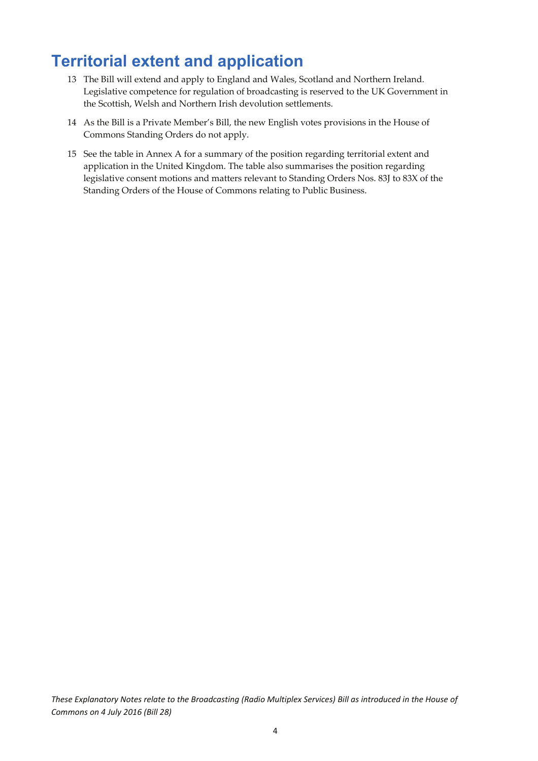# Territorial extent and application

13 The Bill will extend and apply to England and Wales, Scotland and Northern Ireland. Legislative competence for regulation of broadcasting is reserved to the UK Government in the Scottish, Welsh and Northern Irish devolution settlements.

14 As the Bill is a Private Member's Bill, the new English votes provisions in the House of Commons Standing Orders do not apply.

15 See the table in Annex A for a summary of the position regarding territorial extent and application in the United Kingdom. The table also summarises the position regarding legislative consent motions and matters relevant to Standing Orders Nos. 83J to 83X of the Standing Orders of the House of Commons relating to Public Business.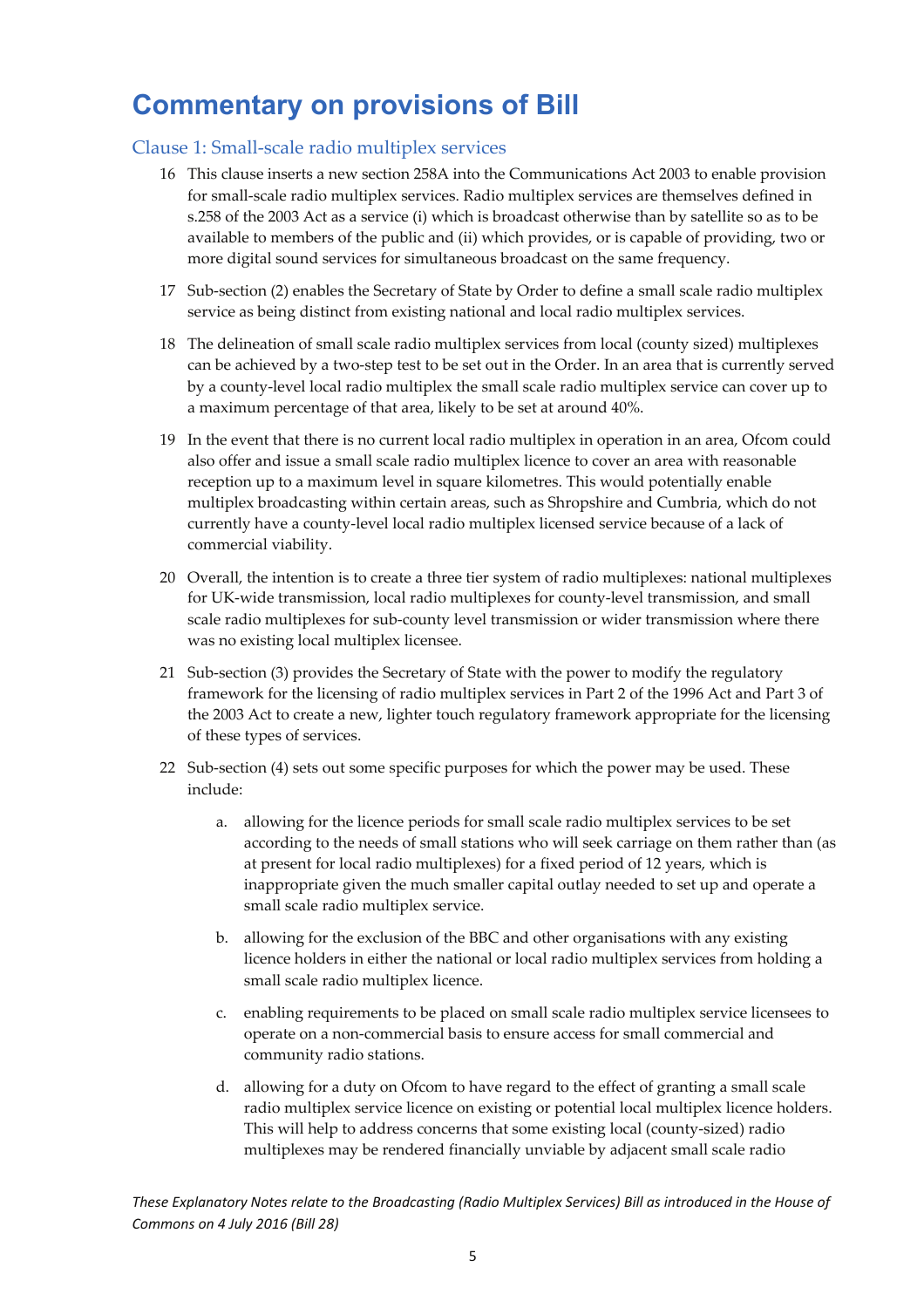# Commentary on provisions of Bill

## Clause 1: Small-scale radio multiplex services

16 This clause inserts a new section 258A into the Communications Act 2003 to enable provision for small-scale radio multiplex services. Radio multiplex services are themselves defined in s.258 of the 2003 Act as a service (i) which is broadcast otherwise than by satellite so as to be available to members of the public and (ii) which provides, or is capable of providing, two or more digital sound services for simultaneous broadcast on the same frequency.

17 Sub-section (2) enables the Secretary of State by Order to define a small scale radio multiplex service as being distinct from existing national and local radio multiplex services.

18 The delineation of small scale radio multiplex services from local (county sized) multiplexes can be achieved by a two-step test to be set out in the Order. In an area that is currently served by a county-level local radio multiplex the small scale radio multiplex service can cover up to a maximum percentage of that area, likely to be set at around 40%.

19 In the event that there is no current local radio multiplex in operation in an area, Ofcom could also offer and issue a small scale radio multiplex licence to cover an area with reasonable reception up to a maximum level in square kilometres. This would potentially enable multiplex broadcasting within certain areas, such as Shropshire and Cumbria, which do not currently have a county-level local radio multiplex licensed service because of a lack of commercial viability.

20 Overall, the intention is to create a three tier system of radio multiplexes: national multiplexes for UK-wide transmission, local radio multiplexes for county-level transmission, and small scale radio multiplexes for sub-county level transmission or wider transmission where there was no existing local multiplex licensee.

21 Sub-section (3) provides the Secretary of State with the power to modify the regulatory framework for the licensing of radio multiplex services in Part 2 of the 1996 Act and Part 3 of the 2003 Act to create a new, lighter touch regulatory framework appropriate for the licensing of these types of services.

22 Sub-section (4) sets out some specific purposes for which the power may be used. These include:

a. allowing for the licence periods for small scale radio multiplex services to be set according to the needs of small stations who will seek carriage on them rather than (as at present for local radio multiplexes) for a fixed period of 12 years, which is inappropriate given the much smaller capital outlay needed to set up and operate a small scale radio multiplex service.

b. allowing for the exclusion of the BBC and other organisations with any existing licence holders in either the national or local radio multiplex services from holding a small scale radio multiplex licence.

c. enabling requirements to be placed on small scale radio multiplex service licensees to operate on a non-commercial basis to ensure access for small commercial and community radio stations.

d. allowing for a duty on Ofcom to have regard to the effect of granting a small scale radio multiplex service licence on existing or potential local multiplex licence holders. This will help to address concerns that some existing local (county-sized) radio multiplexes may be rendered financially unviable by adjacent small scale radio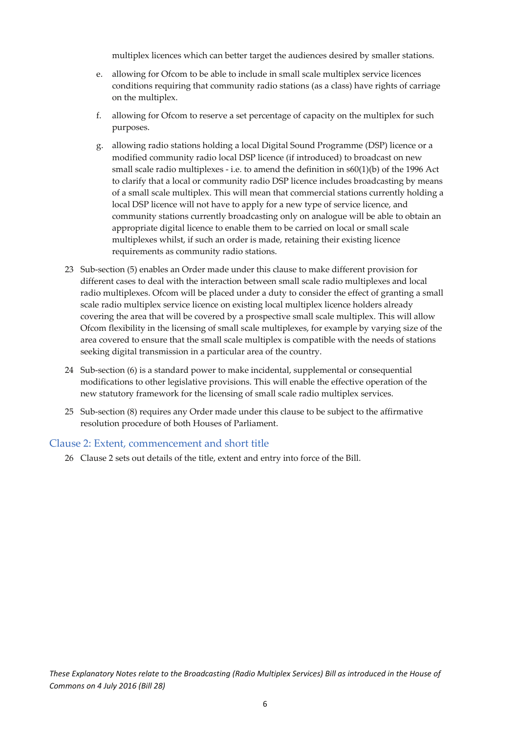multiplex licences which can better target the audiences desired by smaller stations.

e. allowing for Ofcom to be able to include in small scale multiplex service licences conditions requiring that community radio stations (as a class) have rights of carriage on the multiplex.

f. allowing for Ofcom to reserve a set percentage of capacity on the multiplex for such purposes.

g. allowing radio stations holding a local Digital Sound Programme (DSP) licence or a modified community radio local DSP licence (if introduced) to broadcast on new small scale radio multiplexes - i.e. to amend the definition in s60(1)(b) of the 1996 Act to clarify that a local or community radio DSP licence includes broadcasting by means of a small scale multiplex. This will mean that commercial stations currently holding a local DSP licence will not have to apply for a new type of service licence, and community stations currently broadcasting only on analogue will be able to obtain an appropriate digital licence to enable them to be carried on local or small scale multiplexes whilst, if such an order is made, retaining their existing licence requirements as community radio stations.

23 Sub-section (5) enables an Order made under this clause to make different provision for different cases to deal with the interaction between small scale radio multiplexes and local radio multiplexes. Ofcom will be placed under a duty to consider the effect of granting a small scale radio multiplex service licence on existing local multiplex licence holders already covering the area that will be covered by a prospective small scale multiplex. This will allow Ofcom flexibility in the licensing of small scale multiplexes, for example by varying size of the area covered to ensure that the small scale multiplex is compatible with the needs of stations seeking digital transmission in a particular area of the country.

24 Sub-section (6) is a standard power to make incidental, supplemental or consequential modifications to other legislative provisions. This will enable the effective operation of the new statutory framework for the licensing of small scale radio multiplex services.

25 Sub-section (8) requires any Order made under this clause to be subject to the affirmative resolution procedure of both Houses of Parliament.

## Clause 2: Extent, commencement and short title

26 Clause 2 sets out details of the title, extent and entry into force of the Bill.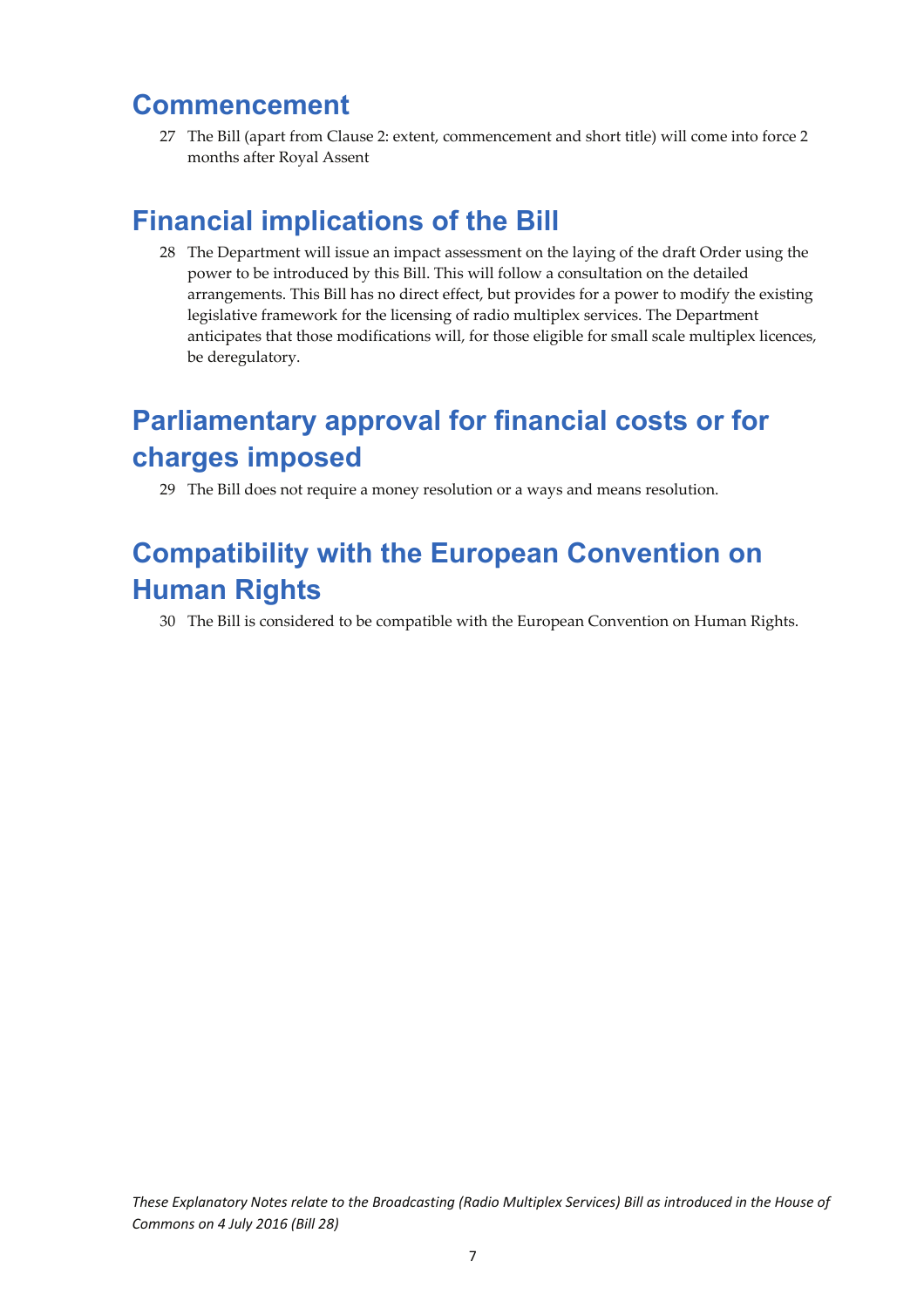## Commencement

27 The Bill (apart from Clause 2: extent, commencement and short title) will come into force 2 months after Royal Assent

## Financial implications of the Bill

28 The Department will issue an impact assessment on the laying of the draft Order using the power to be introduced by this Bill. This will follow a consultation on the detailed arrangements. This Bill has no direct effect, but provides for a power to modify the existing legislative framework for the licensing of radio multiplex services. The Department anticipates that those modifications will, for those eligible for small scale multiplex licences, be deregulatory.

## Parliamentary approval for financial costs or for charges imposed

29 The Bill does not require a money resolution or a ways and means resolution.

## Compatibility with the European Convention on Human Rights

30 The Bill is considered to be compatible with the European Convention on Human Rights.

*These Explanatory Notes relate to the Broadcasting (Radio Multiplex Services) Bill as introduced in the House of Commons on 4 July 2016 (Bill 28)*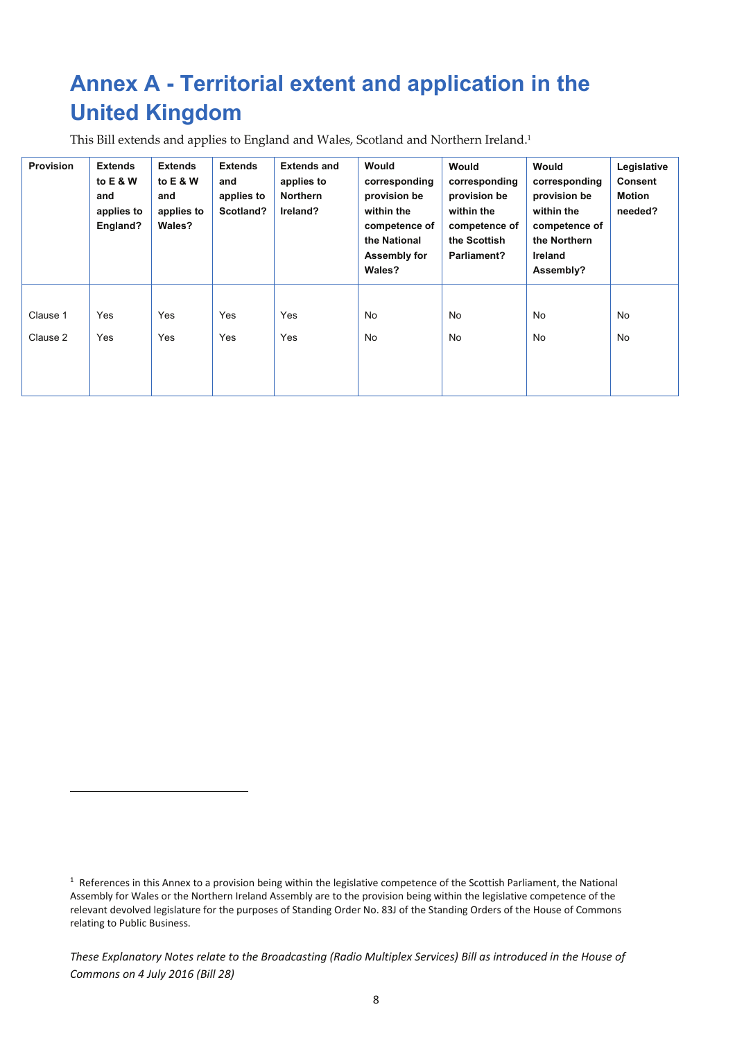# Annex A - Territorial extent and application in the United Kingdom

This Bill extends and applies to England and Wales, Scotland and Northern Ireland.[1]

| Provision | Extends to E & W and applies to England? | Extends to E & W and applies to Wales? | Extends and applies to Scotland? | Extends and applies to Northern Ireland? | Would corresponding provision be within the competence of the National Assembly for Wales? | Would corresponding provision be within the competence of the Scottish Parliament? | Would corresponding provision be within the competence of the Northern Ireland Assembly? | Legislative Consent Motion needed? |
|---|---|---|---|---|---|---|---|---|
| Clause 1 | Yes | Yes | Yes | Yes | No | No | No | No |
| Clause 2 | Yes | Yes | Yes | Yes | No | No | No | No |

[1] References in this Annex to a provision being within the legislative competence of the Scottish Parliament, the National Assembly for Wales or the Northern Ireland Assembly are to the provision being within the legislative competence of the relevant devolved legislature for the purposes of Standing Order No. 83J of the Standing Orders of the House of Commons relating to Public Business.

*These Explanatory Notes relate to the Broadcasting (Radio Multiplex Services) Bill as introduced in the House of Commons on 4 July 2016 (Bill 28)*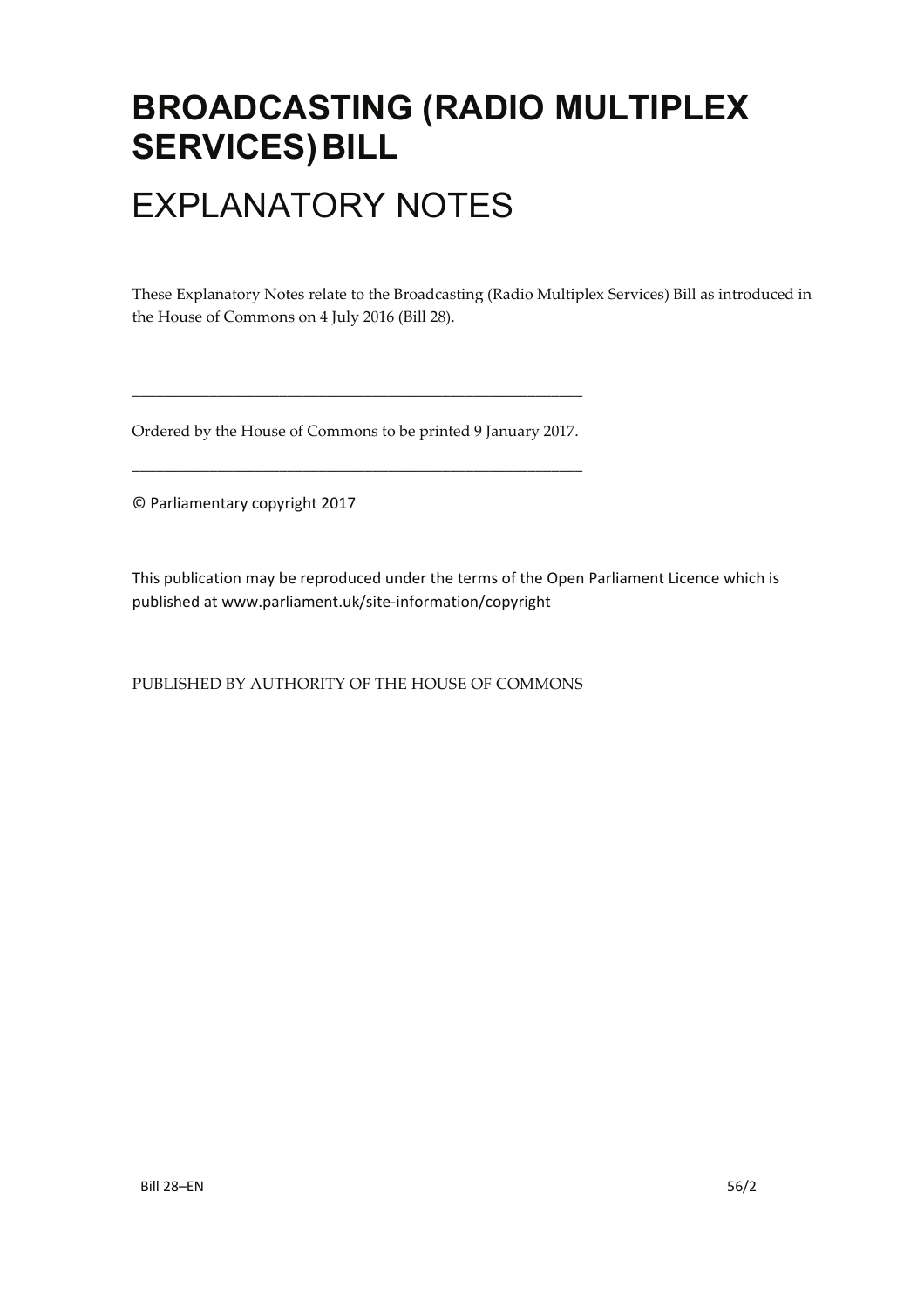# BROADCASTING (RADIO MULTIPLEX SERVICES) BILL

# EXPLANATORY NOTES

These Explanatory Notes relate to the Broadcasting (Radio Multiplex Services) Bill as introduced in the House of Commons on 4 July 2016 (Bill 28).

---

Ordered by the House of Commons to be printed 9 January 2017.

---

© Parliamentary copyright 2017

This publication may be reproduced under the terms of the Open Parliament Licence which is published at www.parliament.uk/site-information/copyright

PUBLISHED BY AUTHORITY OF THE HOUSE OF COMMONS

Bill 28–EN

56/2